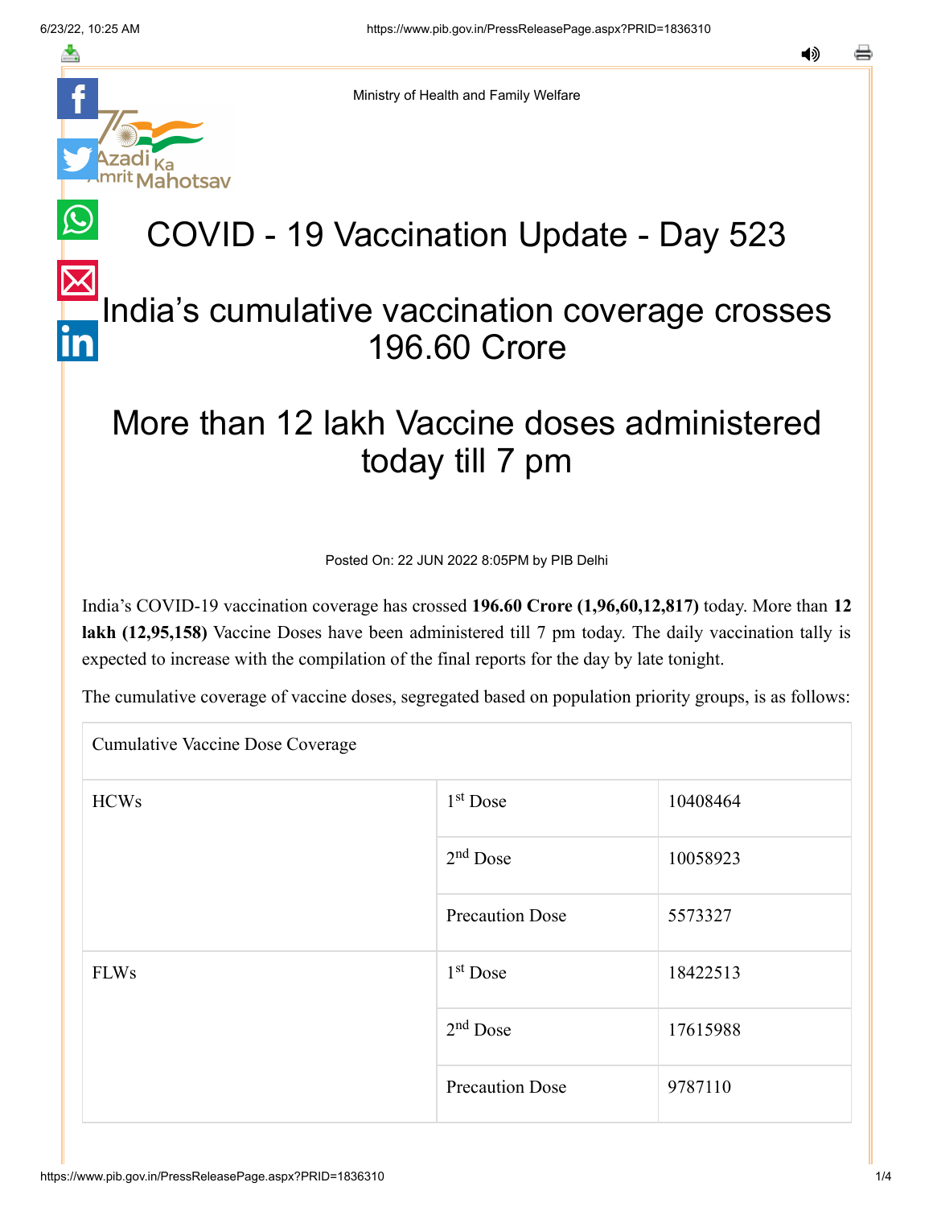Ministry of Health and Family Welfare

# COVID - 19 Vaccination Update - Day 523

## India's cumulative vaccination coverage crosses 196.60 Crore

## More than 12 lakh Vaccine doses administered today till 7 pm

Posted On: 22 JUN 2022 8:05PM by PIB Delhi

India's COVID-19 vaccination coverage has crossed **196.60 Crore (1,96,60,12,817)** today. More than **12 lakh (12,95,158)** Vaccine Doses have been administered till 7 pm today. The daily vaccination tally is expected to increase with the compilation of the final reports for the day by late tonight.

The cumulative coverage of vaccine doses, segregated based on population priority groups, is as follows:

| Cumulative Vaccine Dose Coverage | | |
|---|---|---|
| HCWs | 1st Dose | 10408464 |
| | 2nd Dose | 10058923 |
| | Precaution Dose | 5573327 |
| FLWs | 1st Dose | 18422513 |
| | 2nd Dose | 17615988 |
| | Precaution Dose | 9787110 |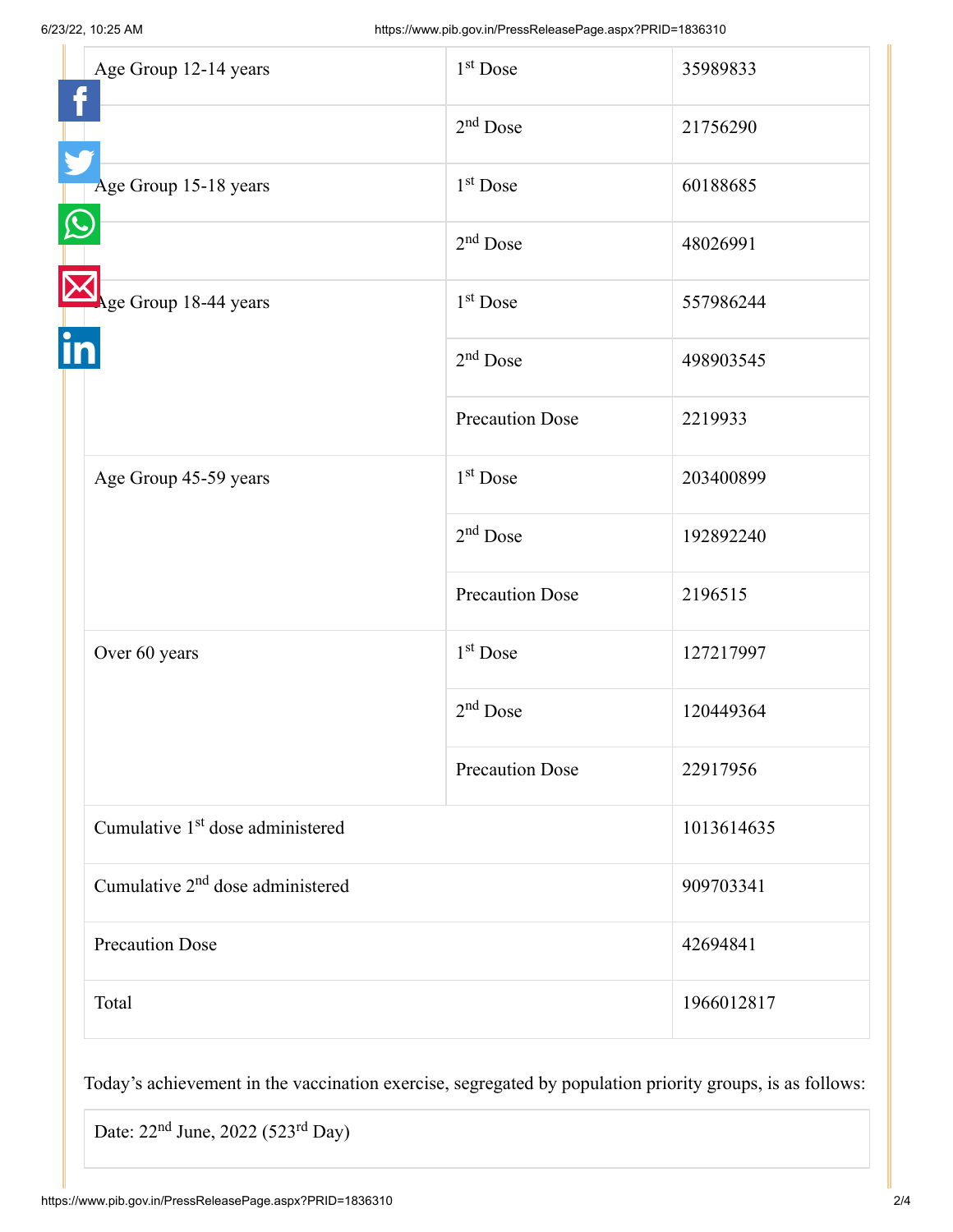| | | |
|---|---|---|
| Age Group 12-14 years | 1st Dose | 35989833 |
| | 2nd Dose | 21756290 |
| Age Group 15-18 years | 1st Dose | 60188685 |
| | 2nd Dose | 48026991 |
| Age Group 18-44 years | 1st Dose | 557986244 |
| | 2nd Dose | 498903545 |
| | Precaution Dose | 2219933 |
| Age Group 45-59 years | 1st Dose | 203400899 |
| | 2nd Dose | 192892240 |
| | Precaution Dose | 2196515 |
| Over 60 years | 1st Dose | 127217997 |
| | 2nd Dose | 120449364 |
| | Precaution Dose | 22917956 |
| Cumulative 1st dose administered | | 1013614635 |
| Cumulative 2nd dose administered | | 909703341 |
| Precaution Dose | | 42694841 |
| Total | | 1966012817 |

Today's achievement in the vaccination exercise, segregated by population priority groups, is as follows:

| Date: 22nd June, 2022 (523rd Day) |
|---|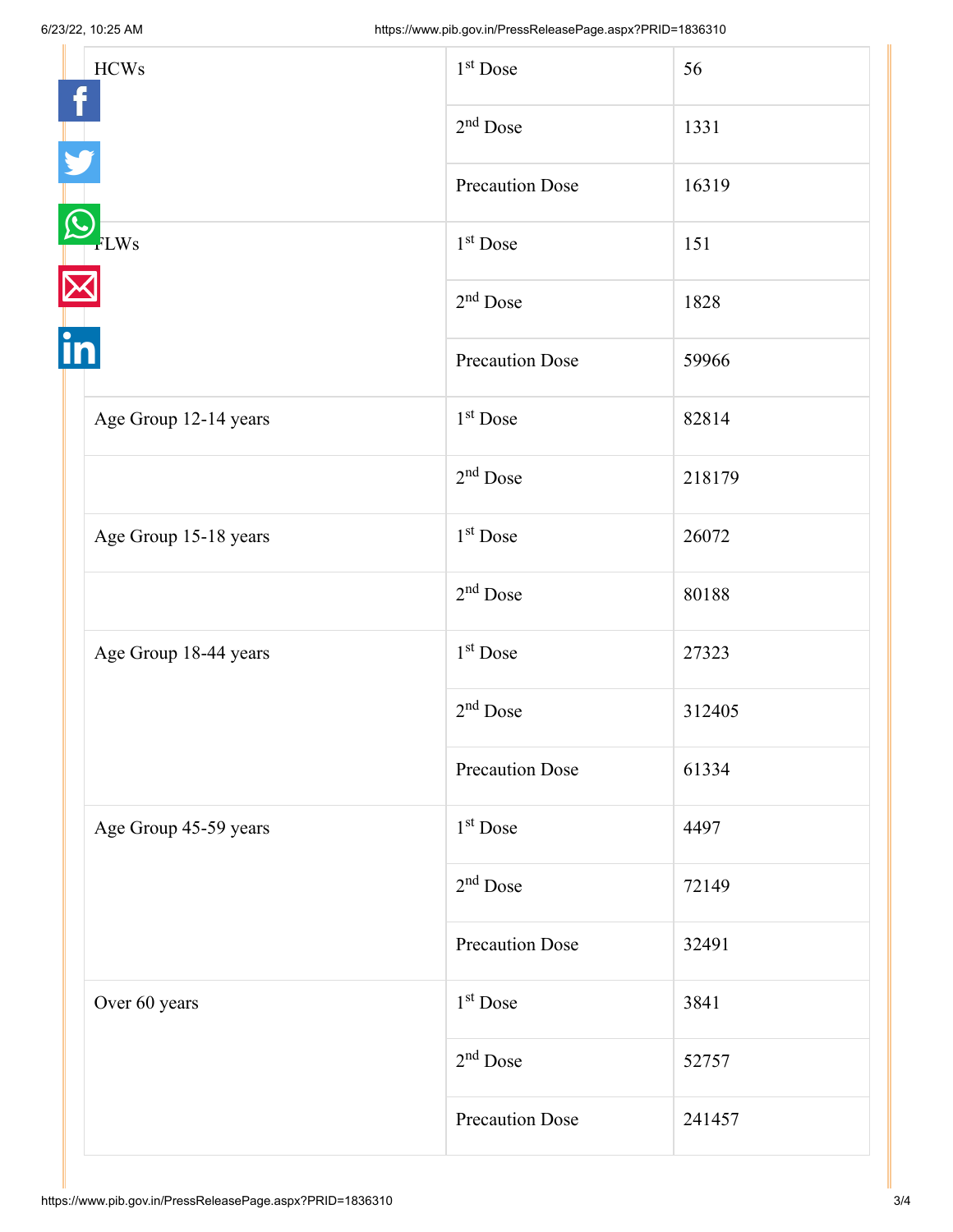| | | |
|---|---|---|
| HCWs | 1st Dose | 56 |
| | 2nd Dose | 1331 |
| | Precaution Dose | 16319 |
| FLWs | 1st Dose | 151 |
| | 2nd Dose | 1828 |
| | Precaution Dose | 59966 |
| Age Group 12-14 years | 1st Dose | 82814 |
| | 2nd Dose | 218179 |
| Age Group 15-18 years | 1st Dose | 26072 |
| | 2nd Dose | 80188 |
| Age Group 18-44 years | 1st Dose | 27323 |
| | 2nd Dose | 312405 |
| | Precaution Dose | 61334 |
| Age Group 45-59 years | 1st Dose | 4497 |
| | 2nd Dose | 72149 |
| | Precaution Dose | 32491 |
| Over 60 years | 1st Dose | 3841 |
| | 2nd Dose | 52757 |
| | Precaution Dose | 241457 |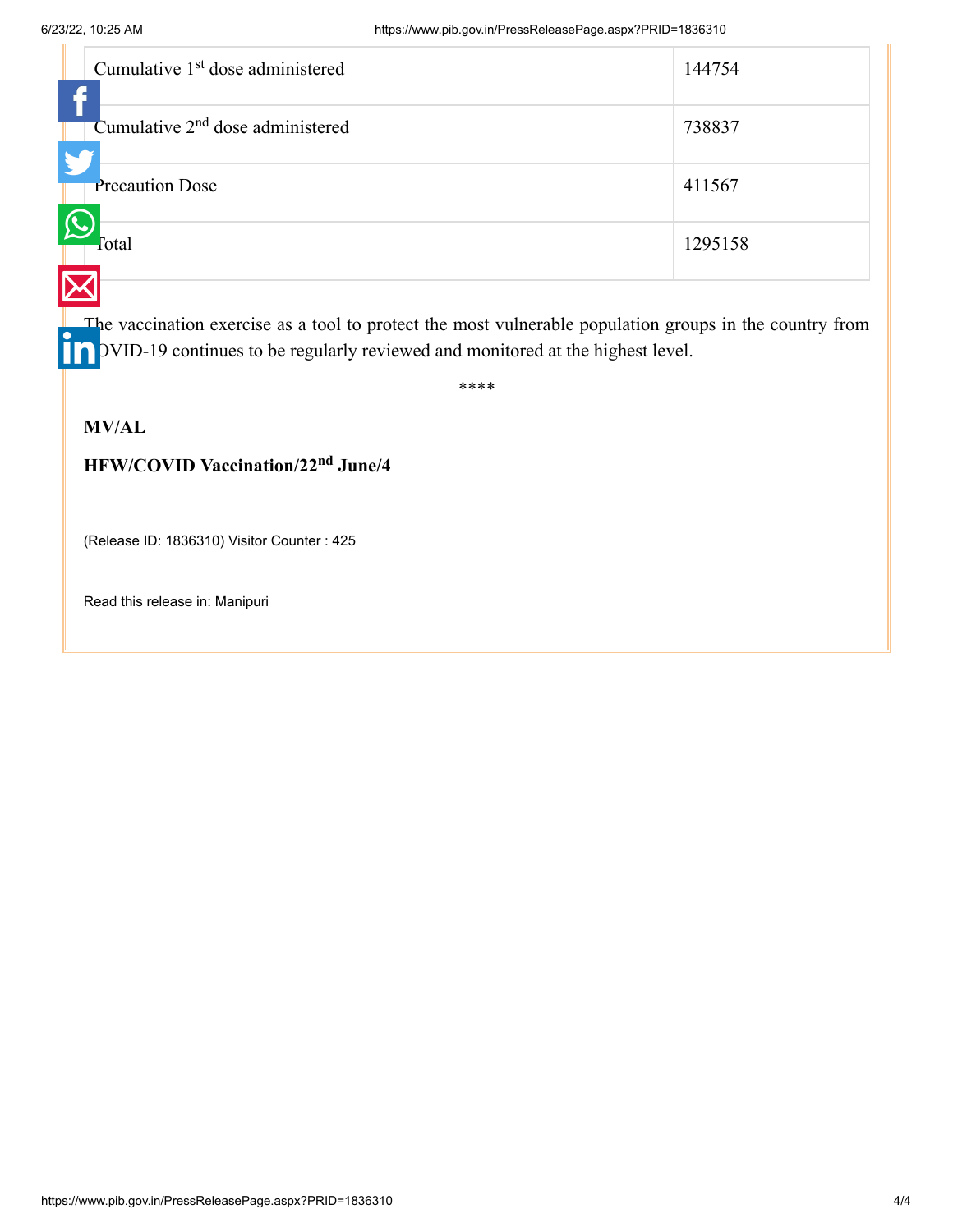| | |
|---|---|
| Cumulative 1st dose administered | 144754 |
| Cumulative 2nd dose administered | 738837 |
| Precaution Dose | 411567 |
| Total | 1295158 |

The vaccination exercise as a tool to protect the most vulnerable population groups in the country from COVID-19 continues to be regularly reviewed and monitored at the highest level.

****

**MV/AL**

**HFW/COVID Vaccination/22nd June/4**

(Release ID: 1836310) Visitor Counter : 425

Read this release in: Manipuri